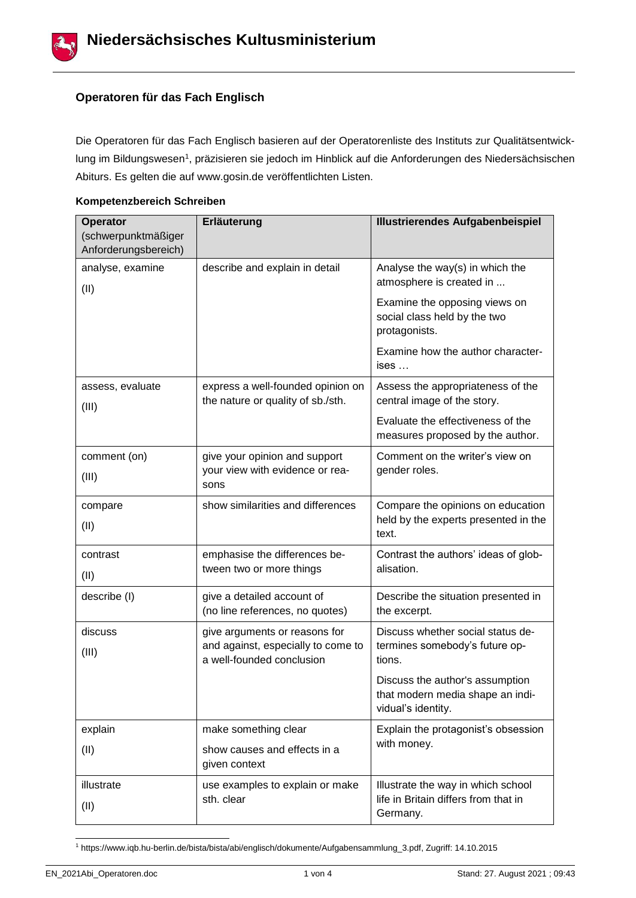# Niedersächsisches Kultusministerium

## Operatoren für das Fach Englisch

Die Operatoren für das Fach Englisch basieren auf der Operatorenliste des Instituts zur Qualitätsentwicklung im Bildungswesen[1], präzisieren sie jedoch im Hinblick auf die Anforderungen des Niedersächsischen Abiturs. Es gelten die auf www.gosin.de veröffentlichten Listen.

### Kompetenzbereich Schreiben

| Operator (schwerpunktmäßiger Anforderungsbereich) | Erläuterung | Illustrierendes Aufgabenbeispiel |
|---|---|---|
| analyse, examine (II) | describe and explain in detail | Analyse the way(s) in which the atmosphere is created in ...<br>Examine the opposing views on social class held by the two protagonists.<br>Examine how the author characterises … |
| assess, evaluate (III) | express a well-founded opinion on the nature or quality of sb./sth. | Assess the appropriateness of the central image of the story.<br>Evaluate the effectiveness of the measures proposed by the author. |
| comment (on) (III) | give your opinion and support your view with evidence or reasons | Comment on the writer's view on gender roles. |
| compare (II) | show similarities and differences | Compare the opinions on education held by the experts presented in the text. |
| contrast (II) | emphasise the differences between two or more things | Contrast the authors' ideas of globalisation. |
| describe (I) | give a detailed account of (no line references, no quotes) | Describe the situation presented in the excerpt. |
| discuss (III) | give arguments or reasons for and against, especially to come to a well-founded conclusion | Discuss whether social status determines somebody's future options.<br>Discuss the author's assumption that modern media shape an individual's identity. |
| explain (II) | make something clear<br>show causes and effects in a given context | Explain the protagonist's obsession with money. |
| illustrate (II) | use examples to explain or make sth. clear | Illustrate the way in which school life in Britain differs from that in Germany. |

[1] https://www.iqb.hu-berlin.de/bista/bista/abi/englisch/dokumente/Aufgabensammlung_3.pdf, Zugriff: 14.10.2015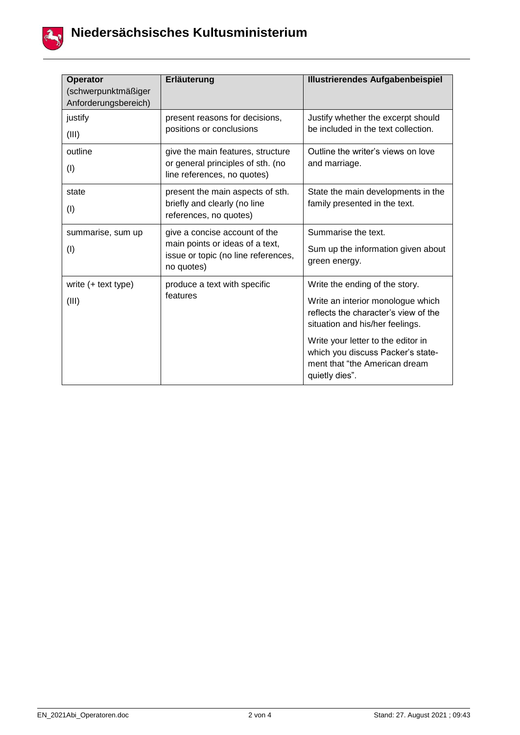| Operator (schwerpunktmäßiger Anforderungsbereich) | Erläuterung | Illustrierendes Aufgabenbeispiel |
|---|---|---|
| justify (III) | present reasons for decisions, positions or conclusions | Justify whether the excerpt should be included in the text collection. |
| outline (I) | give the main features, structure or general principles of sth. (no line references, no quotes) | Outline the writer's views on love and marriage. |
| state (I) | present the main aspects of sth. briefly and clearly (no line references, no quotes) | State the main developments in the family presented in the text. |
| summarise, sum up (I) | give a concise account of the main points or ideas of a text, issue or topic (no line references, no quotes) | Summarise the text. Sum up the information given about green energy. |
| write (+ text type) (III) | produce a text with specific features | Write the ending of the story. Write an interior monologue which reflects the character's view of the situation and his/her feelings. Write your letter to the editor in which you discuss Packer's statement that "the American dream quietly dies". |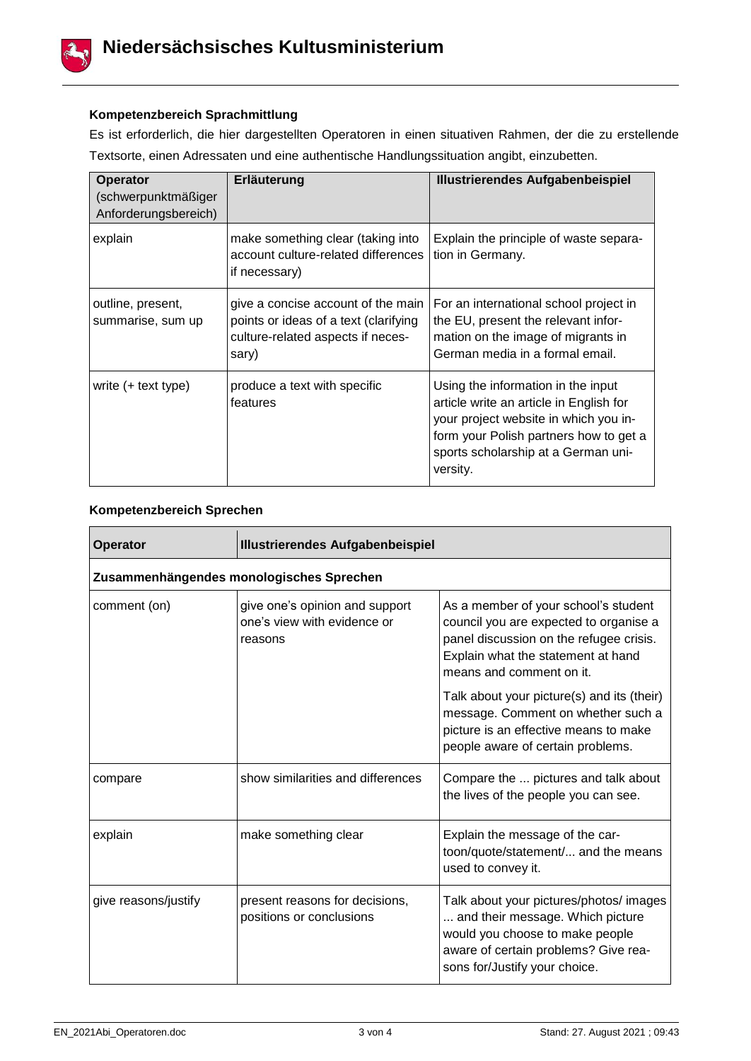**Kompetenzbereich Sprachmittlung**

Es ist erforderlich, die hier dargestellten Operatoren in einen situativen Rahmen, der die zu erstellende Textsorte, einen Adressaten und eine authentische Handlungssituation angibt, einzubetten.

| **Operator** (schwerpunktmäßiger Anforderungsbereich) | **Erläuterung** | **Illustrierendes Aufgabenbeispiel** |
|---|---|---|
| explain | make something clear (taking into account culture-related differences if necessary) | Explain the principle of waste separation in Germany. |
| outline, present, summarise, sum up | give a concise account of the main points or ideas of a text (clarifying culture-related aspects if necessary) | For an international school project in the EU, present the relevant information on the image of migrants in German media in a formal email. |
| write (+ text type) | produce a text with specific features | Using the information in the input article write an article in English for your project website in which you inform your Polish partners how to get a sports scholarship at a German university. |

**Kompetenzbereich Sprechen**

| **Operator** | **Illustrierendes Aufgabenbeispiel** | |
|---|---|---|
| **Zusammenhängendes monologisches Sprechen** | | |
| comment (on) | give one's opinion and support one's view with evidence or reasons | As a member of your school's student council you are expected to organise a panel discussion on the refugee crisis. Explain what the statement at hand means and comment on it.<br><br>Talk about your picture(s) and its (their) message. Comment on whether such a picture is an effective means to make people aware of certain problems. |
| compare | show similarities and differences | Compare the ... pictures and talk about the lives of the people you can see. |
| explain | make something clear | Explain the message of the cartoon/quote/statement/... and the means used to convey it. |
| give reasons/justify | present reasons for decisions, positions or conclusions | Talk about your pictures/photos/ images ... and their message. Which picture would you choose to make people aware of certain problems? Give reasons for/Justify your choice. |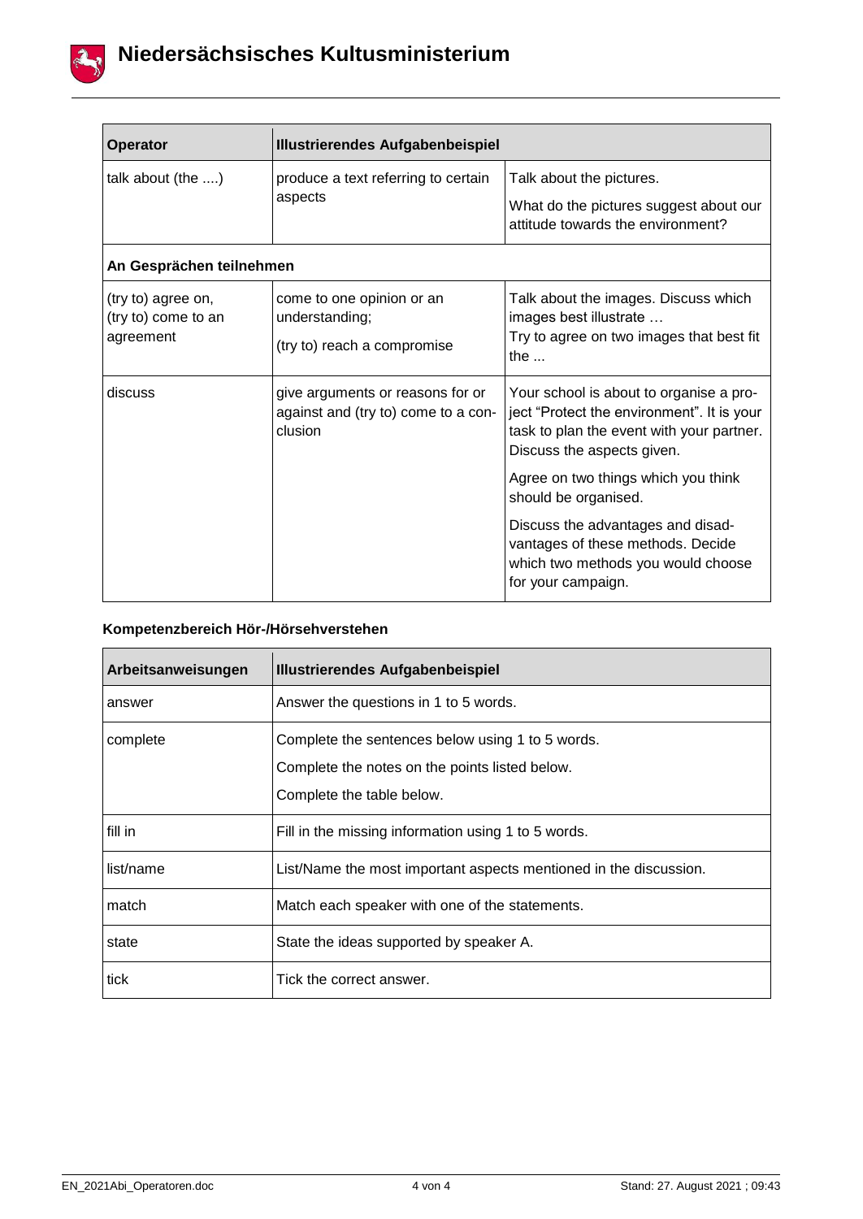| Operator | Illustrierendes Aufgabenbeispiel | |
|---|---|---|
| talk about (the ....) | produce a text referring to certain aspects | Talk about the pictures.<br><br>What do the pictures suggest about our attitude towards the environment? |
| **An Gesprächen teilnehmen** | | |
| (try to) agree on, (try to) come to an agreement | come to one opinion or an understanding;<br><br>(try to) reach a compromise | Talk about the images. Discuss which images best illustrate …<br>Try to agree on two images that best fit the ... |
| discuss | give arguments or reasons for or against and (try to) come to a conclusion | Your school is about to organise a project "Protect the environment". It is your task to plan the event with your partner. Discuss the aspects given.<br><br>Agree on two things which you think should be organised.<br><br>Discuss the advantages and disadvantages of these methods. Decide which two methods you would choose for your campaign. |

**Kompetenzbereich Hör-/Hörsehverstehen**

| Arbeitsanweisungen | Illustrierendes Aufgabenbeispiel |
|---|---|
| answer | Answer the questions in 1 to 5 words. |
| complete | Complete the sentences below using 1 to 5 words.<br><br>Complete the notes on the points listed below.<br><br>Complete the table below. |
| fill in | Fill in the missing information using 1 to 5 words. |
| list/name | List/Name the most important aspects mentioned in the discussion. |
| match | Match each speaker with one of the statements. |
| state | State the ideas supported by speaker A. |
| tick | Tick the correct answer. |